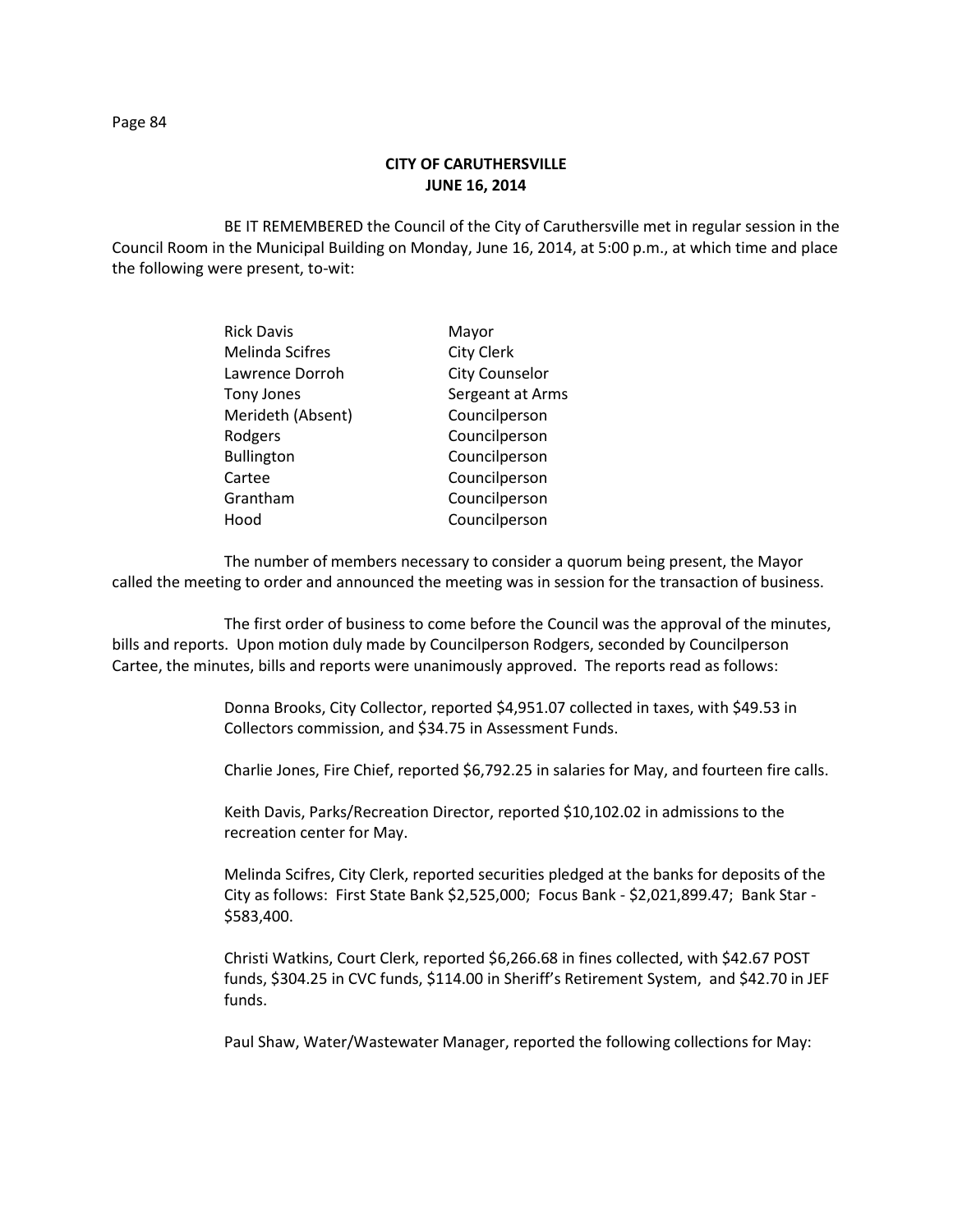**CITY OF CARUTHERSVILLE**
**JUNE 16, 2014**

BE IT REMEMBERED the Council of the City of Caruthersville met in regular session in the Council Room in the Municipal Building on Monday, June 16, 2014, at 5:00 p.m., at which time and place the following were present, to-wit:

| | |
|---|---|
| Rick Davis | Mayor |
| Melinda Scifres | City Clerk |
| Lawrence Dorroh | City Counselor |
| Tony Jones | Sergeant at Arms |
| Merideth (Absent) | Councilperson |
| Rodgers | Councilperson |
| Bullington | Councilperson |
| Cartee | Councilperson |
| Grantham | Councilperson |
| Hood | Councilperson |

The number of members necessary to consider a quorum being present, the Mayor called the meeting to order and announced the meeting was in session for the transaction of business.

The first order of business to come before the Council was the approval of the minutes, bills and reports. Upon motion duly made by Councilperson Rodgers, seconded by Councilperson Cartee, the minutes, bills and reports were unanimously approved. The reports read as follows:

Donna Brooks, City Collector, reported $4,951.07 collected in taxes, with $49.53 in Collectors commission, and $34.75 in Assessment Funds.

Charlie Jones, Fire Chief, reported $6,792.25 in salaries for May, and fourteen fire calls.

Keith Davis, Parks/Recreation Director, reported $10,102.02 in admissions to the recreation center for May.

Melinda Scifres, City Clerk, reported securities pledged at the banks for deposits of the City as follows: First State Bank $2,525,000; Focus Bank - $2,021,899.47; Bank Star - $583,400.

Christi Watkins, Court Clerk, reported $6,266.68 in fines collected, with $42.67 POST funds, $304.25 in CVC funds, $114.00 in Sheriff's Retirement System, and $42.70 in JEF funds.

Paul Shaw, Water/Wastewater Manager, reported the following collections for May: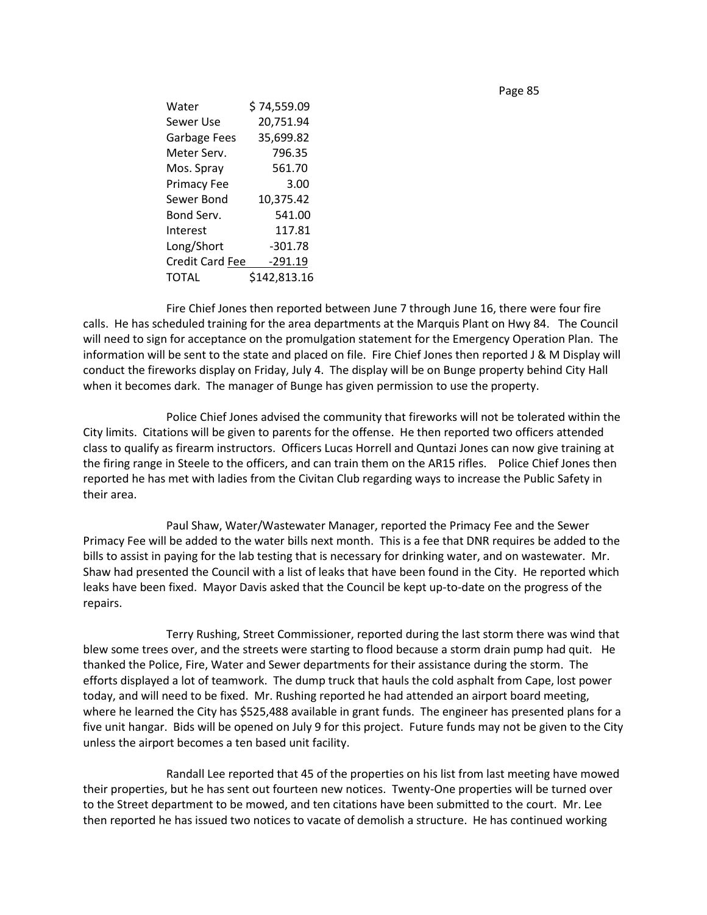| Item | Amount |
|---|---|
| Water | $ 74,559.09 |
| Sewer Use | 20,751.94 |
| Garbage Fees | 35,699.82 |
| Meter Serv. | 796.35 |
| Mos. Spray | 561.70 |
| Primacy Fee | 3.00 |
| Sewer Bond | 10,375.42 |
| Bond Serv. | 541.00 |
| Interest | 117.81 |
| Long/Short | -301.78 |
| Credit Card Fee | -291.19 |
| TOTAL | $142,813.16 |

Fire Chief Jones then reported between June 7 through June 16, there were four fire calls. He has scheduled training for the area departments at the Marquis Plant on Hwy 84. The Council will need to sign for acceptance on the promulgation statement for the Emergency Operation Plan. The information will be sent to the state and placed on file. Fire Chief Jones then reported J & M Display will conduct the fireworks display on Friday, July 4. The display will be on Bunge property behind City Hall when it becomes dark. The manager of Bunge has given permission to use the property.

Police Chief Jones advised the community that fireworks will not be tolerated within the City limits. Citations will be given to parents for the offense. He then reported two officers attended class to qualify as firearm instructors. Officers Lucas Horrell and Quntazi Jones can now give training at the firing range in Steele to the officers, and can train them on the AR15 rifles. Police Chief Jones then reported he has met with ladies from the Civitan Club regarding ways to increase the Public Safety in their area.

Paul Shaw, Water/Wastewater Manager, reported the Primacy Fee and the Sewer Primacy Fee will be added to the water bills next month. This is a fee that DNR requires be added to the bills to assist in paying for the lab testing that is necessary for drinking water, and on wastewater. Mr. Shaw had presented the Council with a list of leaks that have been found in the City. He reported which leaks have been fixed. Mayor Davis asked that the Council be kept up-to-date on the progress of the repairs.

Terry Rushing, Street Commissioner, reported during the last storm there was wind that blew some trees over, and the streets were starting to flood because a storm drain pump had quit. He thanked the Police, Fire, Water and Sewer departments for their assistance during the storm. The efforts displayed a lot of teamwork. The dump truck that hauls the cold asphalt from Cape, lost power today, and will need to be fixed. Mr. Rushing reported he had attended an airport board meeting, where he learned the City has $525,488 available in grant funds. The engineer has presented plans for a five unit hangar. Bids will be opened on July 9 for this project. Future funds may not be given to the City unless the airport becomes a ten based unit facility.

Randall Lee reported that 45 of the properties on his list from last meeting have mowed their properties, but he has sent out fourteen new notices. Twenty-One properties will be turned over to the Street department to be mowed, and ten citations have been submitted to the court. Mr. Lee then reported he has issued two notices to vacate of demolish a structure. He has continued working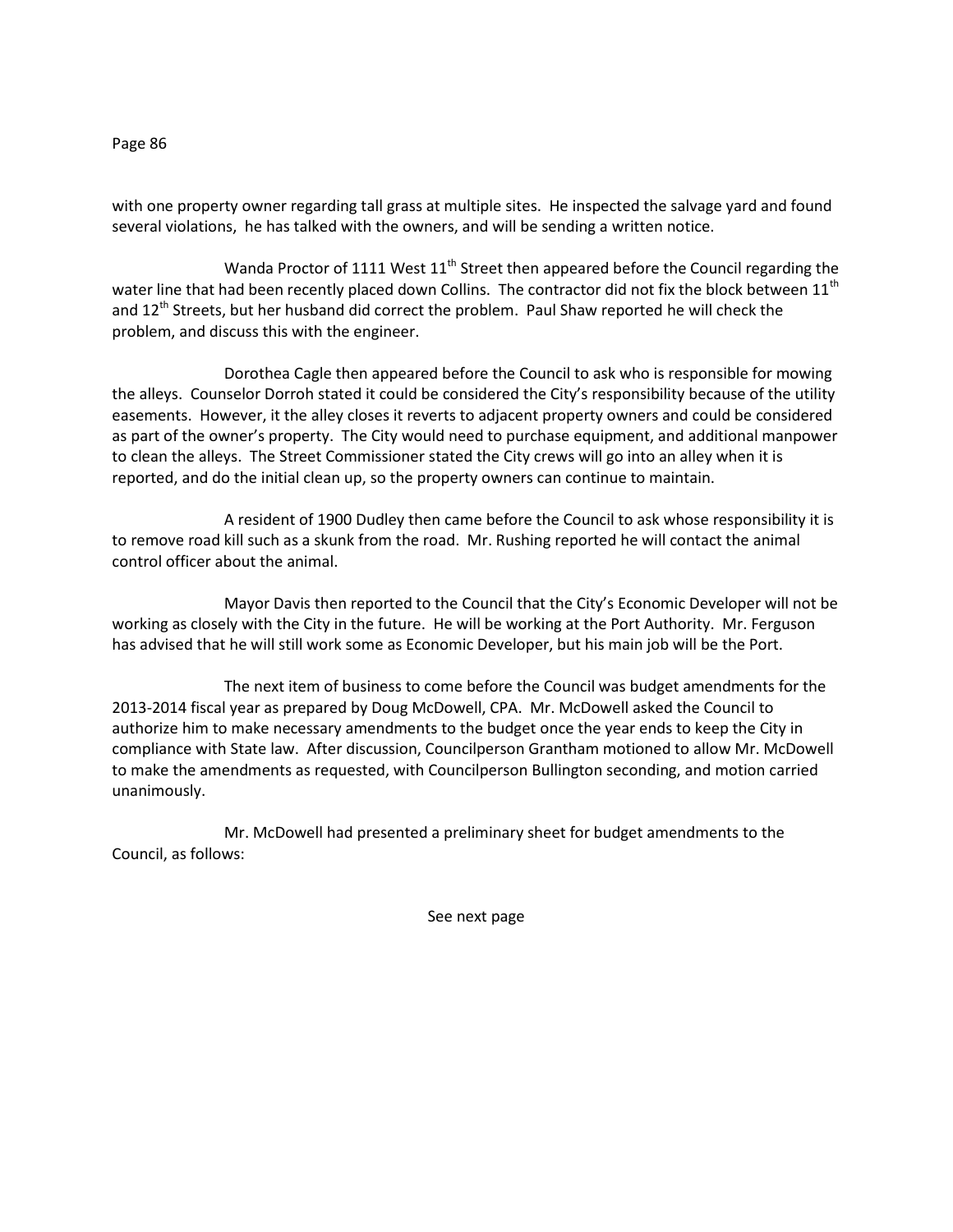with one property owner regarding tall grass at multiple sites. He inspected the salvage yard and found several violations, he has talked with the owners, and will be sending a written notice.

Wanda Proctor of 1111 West 11th Street then appeared before the Council regarding the water line that had been recently placed down Collins. The contractor did not fix the block between 11th and 12th Streets, but her husband did correct the problem. Paul Shaw reported he will check the problem, and discuss this with the engineer.

Dorothea Cagle then appeared before the Council to ask who is responsible for mowing the alleys. Counselor Dorroh stated it could be considered the City's responsibility because of the utility easements. However, it the alley closes it reverts to adjacent property owners and could be considered as part of the owner's property. The City would need to purchase equipment, and additional manpower to clean the alleys. The Street Commissioner stated the City crews will go into an alley when it is reported, and do the initial clean up, so the property owners can continue to maintain.

A resident of 1900 Dudley then came before the Council to ask whose responsibility it is to remove road kill such as a skunk from the road. Mr. Rushing reported he will contact the animal control officer about the animal.

Mayor Davis then reported to the Council that the City's Economic Developer will not be working as closely with the City in the future. He will be working at the Port Authority. Mr. Ferguson has advised that he will still work some as Economic Developer, but his main job will be the Port.

The next item of business to come before the Council was budget amendments for the 2013-2014 fiscal year as prepared by Doug McDowell, CPA. Mr. McDowell asked the Council to authorize him to make necessary amendments to the budget once the year ends to keep the City in compliance with State law. After discussion, Councilperson Grantham motioned to allow Mr. McDowell to make the amendments as requested, with Councilperson Bullington seconding, and motion carried unanimously.

Mr. McDowell had presented a preliminary sheet for budget amendments to the Council, as follows:

See next page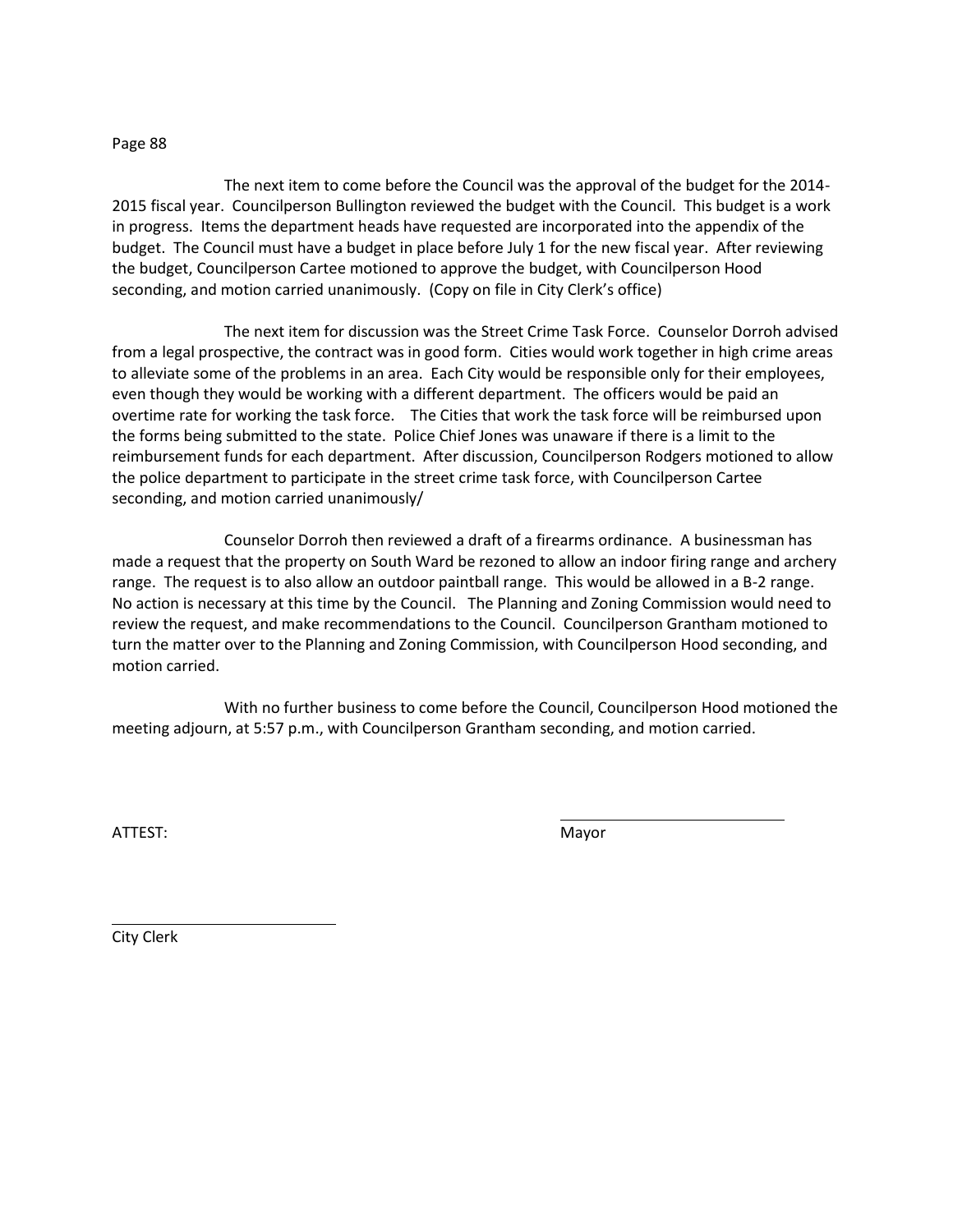The next item to come before the Council was the approval of the budget for the 2014-2015 fiscal year. Councilperson Bullington reviewed the budget with the Council. This budget is a work in progress. Items the department heads have requested are incorporated into the appendix of the budget. The Council must have a budget in place before July 1 for the new fiscal year. After reviewing the budget, Councilperson Cartee motioned to approve the budget, with Councilperson Hood seconding, and motion carried unanimously. (Copy on file in City Clerk's office)

The next item for discussion was the Street Crime Task Force. Counselor Dorroh advised from a legal prospective, the contract was in good form. Cities would work together in high crime areas to alleviate some of the problems in an area. Each City would be responsible only for their employees, even though they would be working with a different department. The officers would be paid an overtime rate for working the task force. The Cities that work the task force will be reimbursed upon the forms being submitted to the state. Police Chief Jones was unaware if there is a limit to the reimbursement funds for each department. After discussion, Councilperson Rodgers motioned to allow the police department to participate in the street crime task force, with Councilperson Cartee seconding, and motion carried unanimously/

Counselor Dorroh then reviewed a draft of a firearms ordinance. A businessman has made a request that the property on South Ward be rezoned to allow an indoor firing range and archery range. The request is to also allow an outdoor paintball range. This would be allowed in a B-2 range. No action is necessary at this time by the Council. The Planning and Zoning Commission would need to review the request, and make recommendations to the Council. Councilperson Grantham motioned to turn the matter over to the Planning and Zoning Commission, with Councilperson Hood seconding, and motion carried.

With no further business to come before the Council, Councilperson Hood motioned the meeting adjourn, at 5:57 p.m., with Councilperson Grantham seconding, and motion carried.

ATTEST:

\_\_\_\_\_\_\_\_\_\_\_\_\_\_\_\_\_\_\_\_\_\_\_\_\_\_\_\_
Mayor

\_\_\_\_\_\_\_\_\_\_\_\_\_\_\_\_\_\_\_\_\_\_\_\_\_\_\_\_
City Clerk